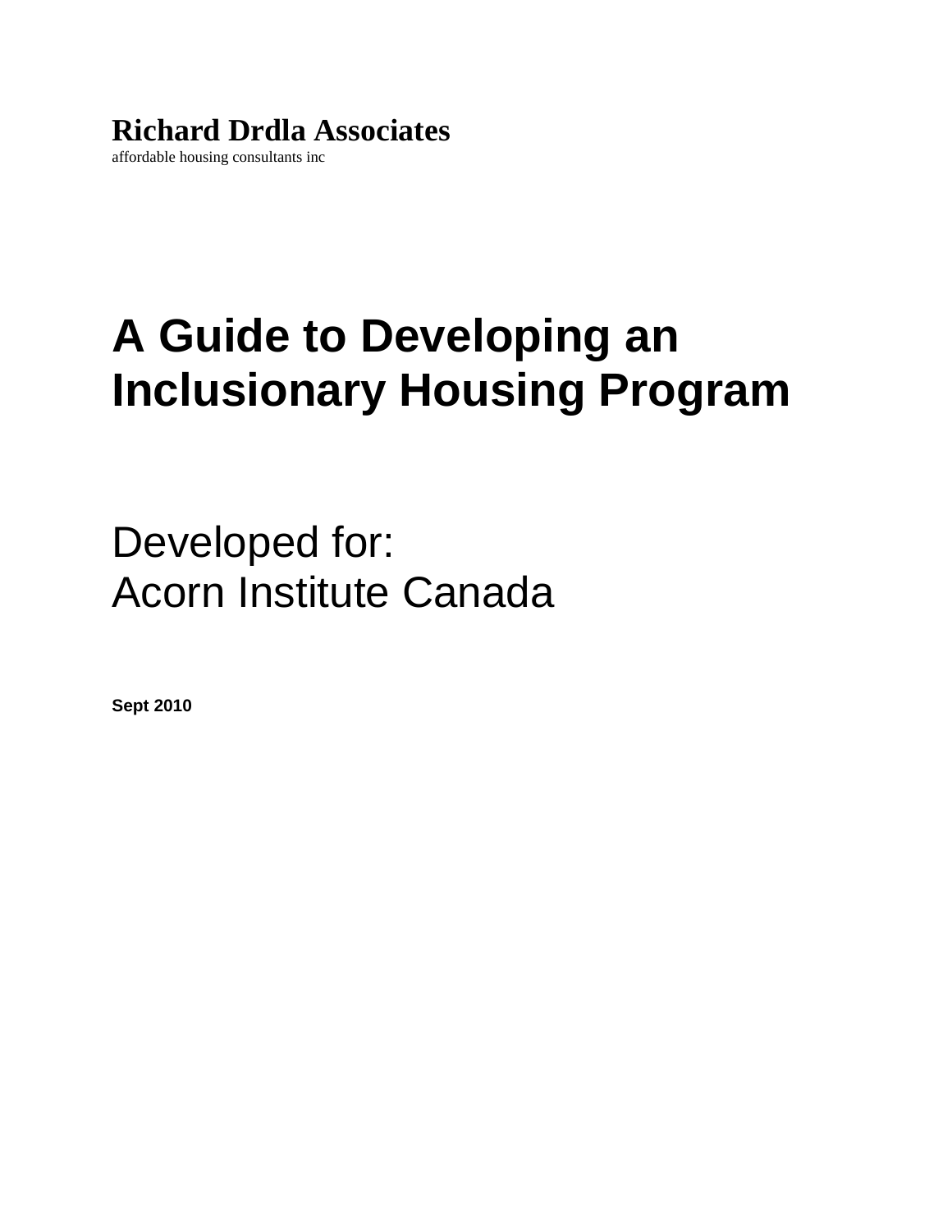**Richard Drdla Associates**
affordable housing consultants inc

# A Guide to Developing an Inclusionary Housing Program

Developed for:
Acorn Institute Canada

**Sept 2010**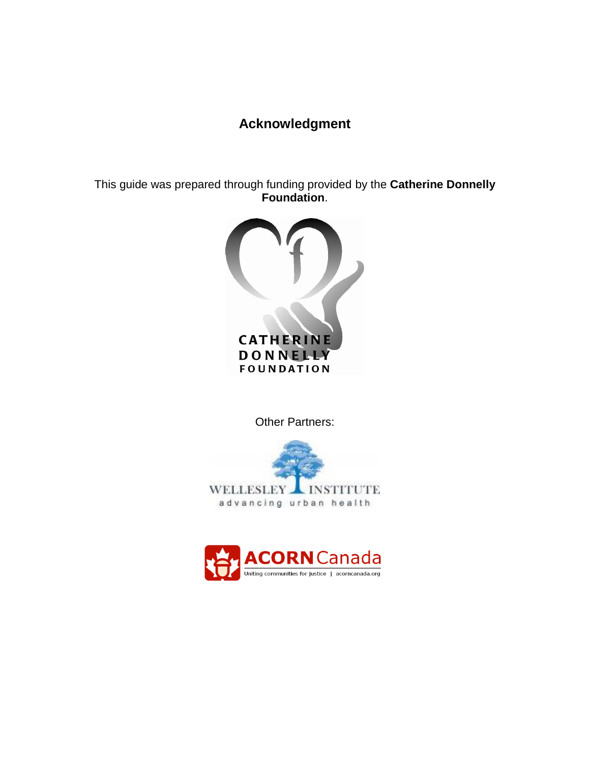# Acknowledgment

This guide was prepared through funding provided by the **Catherine Donnelly Foundation**.

Other Partners: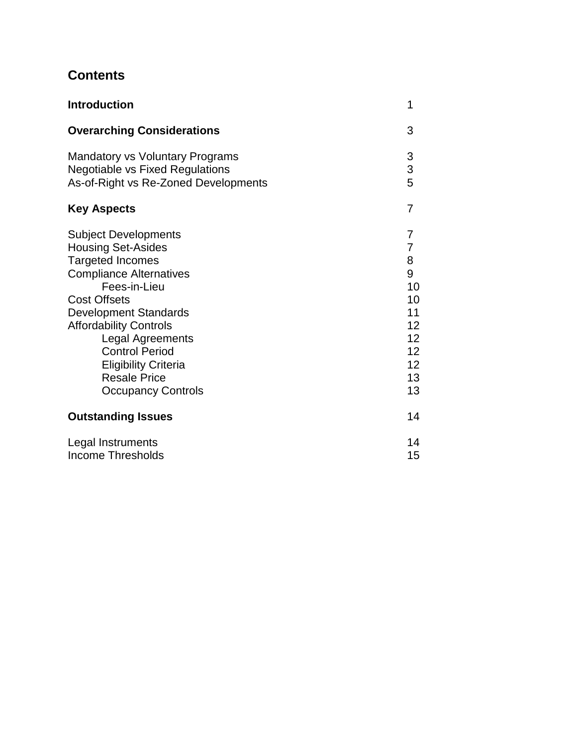## Contents

| | |
|---|---|
| **Introduction** | 1 |
| **Overarching Considerations** | 3 |
| Mandatory vs Voluntary Programs | 3 |
| Negotiable vs Fixed Regulations | 3 |
| As-of-Right vs Re-Zoned Developments | 5 |
| **Key Aspects** | 7 |
| Subject Developments | 7 |
| Housing Set-Asides | 7 |
| Targeted Incomes | 8 |
| Compliance Alternatives | 9 |
| &nbsp;&nbsp;&nbsp;&nbsp;Fees-in-Lieu | 10 |
| Cost Offsets | 10 |
| Development Standards | 11 |
| Affordability Controls | 12 |
| &nbsp;&nbsp;&nbsp;&nbsp;Legal Agreements | 12 |
| &nbsp;&nbsp;&nbsp;&nbsp;Control Period | 12 |
| &nbsp;&nbsp;&nbsp;&nbsp;Eligibility Criteria | 12 |
| &nbsp;&nbsp;&nbsp;&nbsp;Resale Price | 13 |
| &nbsp;&nbsp;&nbsp;&nbsp;Occupancy Controls | 13 |
| **Outstanding Issues** | 14 |
| Legal Instruments | 14 |
| Income Thresholds | 15 |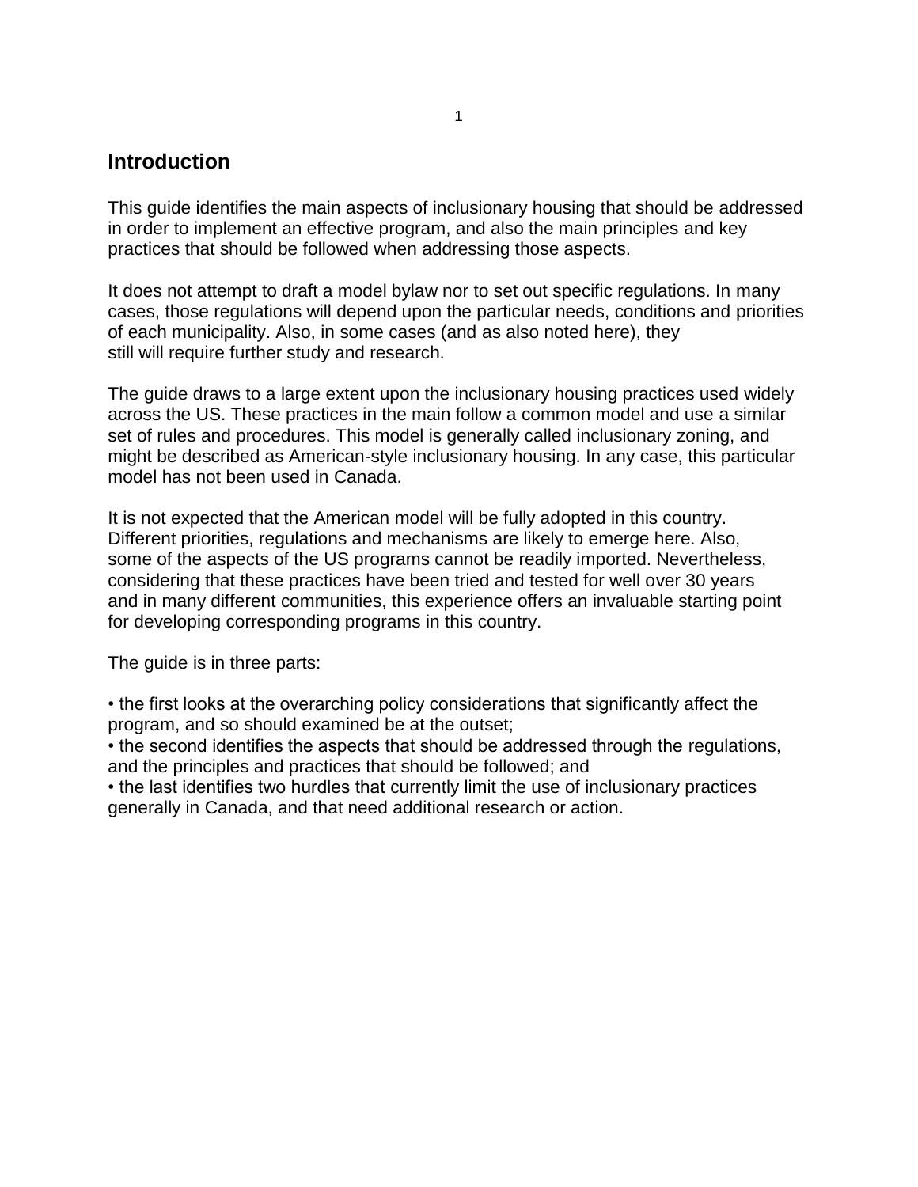## Introduction

This guide identifies the main aspects of inclusionary housing that should be addressed in order to implement an effective program, and also the main principles and key practices that should be followed when addressing those aspects.

It does not attempt to draft a model bylaw nor to set out specific regulations. In many cases, those regulations will depend upon the particular needs, conditions and priorities of each municipality. Also, in some cases (and as also noted here), they still will require further study and research.

The guide draws to a large extent upon the inclusionary housing practices used widely across the US. These practices in the main follow a common model and use a similar set of rules and procedures. This model is generally called inclusionary zoning, and might be described as American-style inclusionary housing. In any case, this particular model has not been used in Canada.

It is not expected that the American model will be fully adopted in this country. Different priorities, regulations and mechanisms are likely to emerge here. Also, some of the aspects of the US programs cannot be readily imported. Nevertheless, considering that these practices have been tried and tested for well over 30 years and in many different communities, this experience offers an invaluable starting point for developing corresponding programs in this country.

The guide is in three parts:

- the first looks at the overarching policy considerations that significantly affect the program, and so should examined be at the outset;
- the second identifies the aspects that should be addressed through the regulations, and the principles and practices that should be followed; and
- the last identifies two hurdles that currently limit the use of inclusionary practices generally in Canada, and that need additional research or action.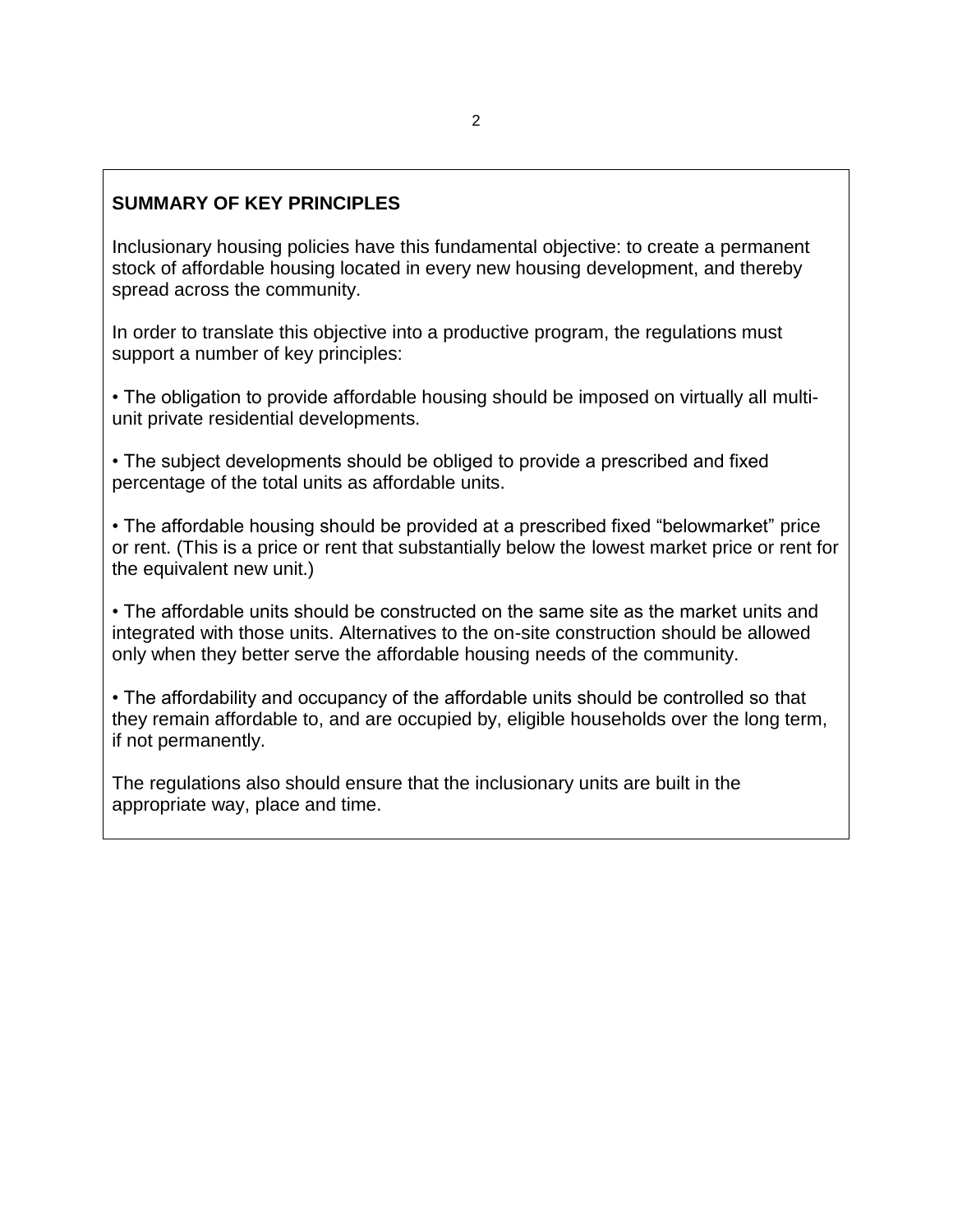## SUMMARY OF KEY PRINCIPLES

Inclusionary housing policies have this fundamental objective: to create a permanent stock of affordable housing located in every new housing development, and thereby spread across the community.

In order to translate this objective into a productive program, the regulations must support a number of key principles:

- The obligation to provide affordable housing should be imposed on virtually all multi-unit private residential developments.

- The subject developments should be obliged to provide a prescribed and fixed percentage of the total units as affordable units.

- The affordable housing should be provided at a prescribed fixed "belowmarket" price or rent. (This is a price or rent that substantially below the lowest market price or rent for the equivalent new unit.)

- The affordable units should be constructed on the same site as the market units and integrated with those units. Alternatives to the on-site construction should be allowed only when they better serve the affordable housing needs of the community.

- The affordability and occupancy of the affordable units should be controlled so that they remain affordable to, and are occupied by, eligible households over the long term, if not permanently.

The regulations also should ensure that the inclusionary units are built in the appropriate way, place and time.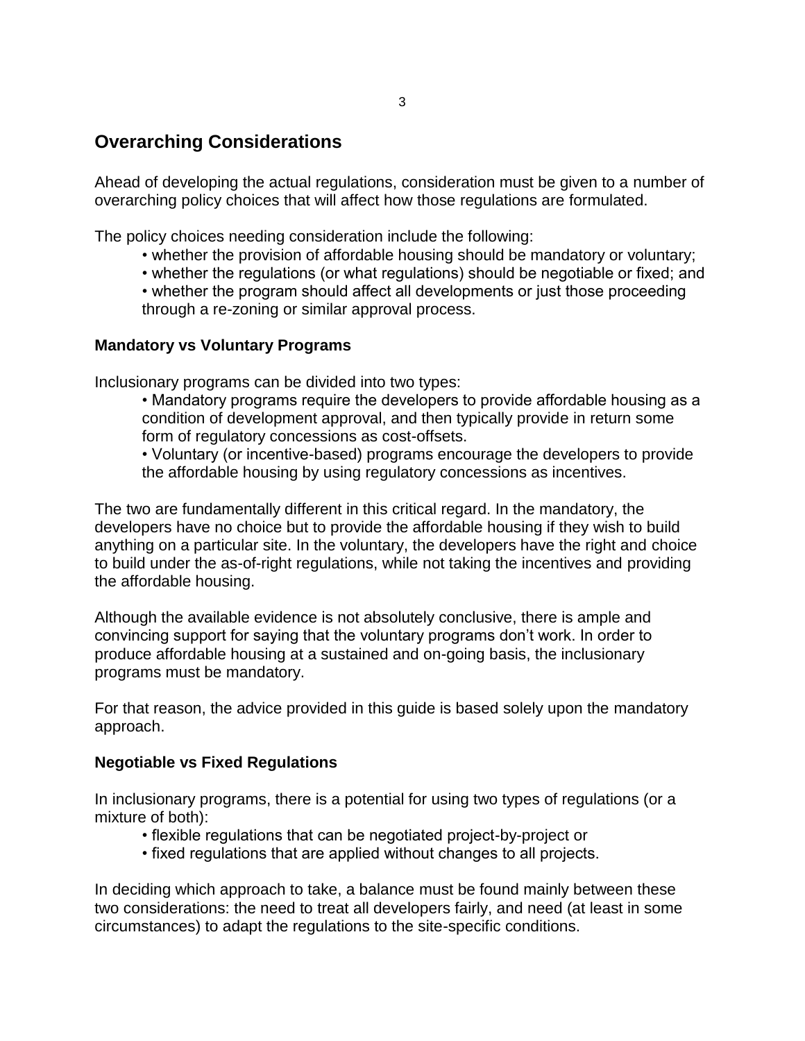## Overarching Considerations

Ahead of developing the actual regulations, consideration must be given to a number of overarching policy choices that will affect how those regulations are formulated.

The policy choices needing consideration include the following:

- whether the provision of affordable housing should be mandatory or voluntary;
- whether the regulations (or what regulations) should be negotiable or fixed; and
- whether the program should affect all developments or just those proceeding through a re-zoning or similar approval process.

### Mandatory vs Voluntary Programs

Inclusionary programs can be divided into two types:

- Mandatory programs require the developers to provide affordable housing as a condition of development approval, and then typically provide in return some form of regulatory concessions as cost-offsets.
- Voluntary (or incentive-based) programs encourage the developers to provide the affordable housing by using regulatory concessions as incentives.

The two are fundamentally different in this critical regard. In the mandatory, the developers have no choice but to provide the affordable housing if they wish to build anything on a particular site. In the voluntary, the developers have the right and choice to build under the as-of-right regulations, while not taking the incentives and providing the affordable housing.

Although the available evidence is not absolutely conclusive, there is ample and convincing support for saying that the voluntary programs don't work. In order to produce affordable housing at a sustained and on-going basis, the inclusionary programs must be mandatory.

For that reason, the advice provided in this guide is based solely upon the mandatory approach.

### Negotiable vs Fixed Regulations

In inclusionary programs, there is a potential for using two types of regulations (or a mixture of both):

- flexible regulations that can be negotiated project-by-project or
- fixed regulations that are applied without changes to all projects.

In deciding which approach to take, a balance must be found mainly between these two considerations: the need to treat all developers fairly, and need (at least in some circumstances) to adapt the regulations to the site-specific conditions.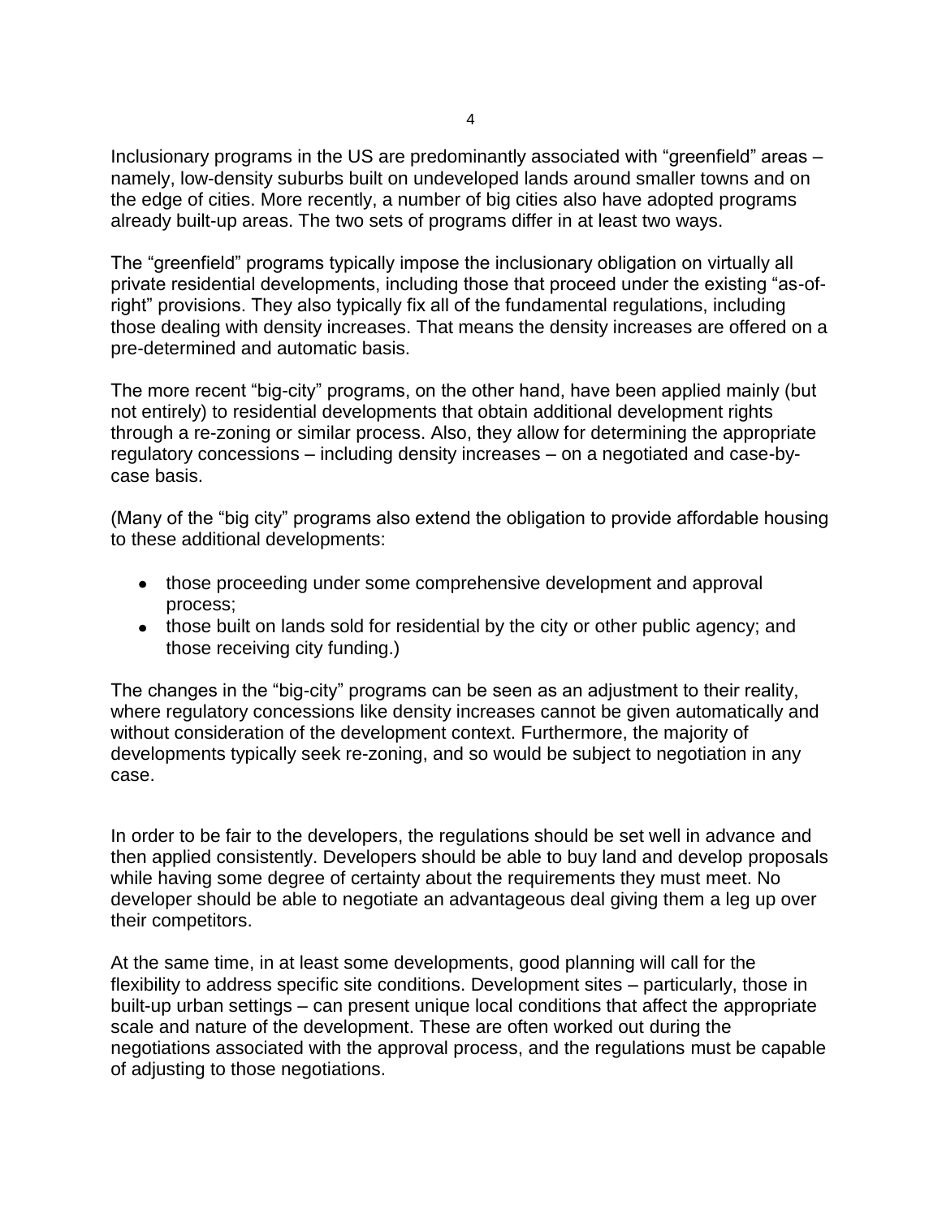Inclusionary programs in the US are predominantly associated with “greenfield” areas – namely, low-density suburbs built on undeveloped lands around smaller towns and on the edge of cities. More recently, a number of big cities also have adopted programs already built-up areas. The two sets of programs differ in at least two ways.

The “greenfield” programs typically impose the inclusionary obligation on virtually all private residential developments, including those that proceed under the existing “as-of-right” provisions. They also typically fix all of the fundamental regulations, including those dealing with density increases. That means the density increases are offered on a pre-determined and automatic basis.

The more recent “big-city” programs, on the other hand, have been applied mainly (but not entirely) to residential developments that obtain additional development rights through a re-zoning or similar process. Also, they allow for determining the appropriate regulatory concessions – including density increases – on a negotiated and case-by-case basis.

(Many of the “big city” programs also extend the obligation to provide affordable housing to these additional developments:

- those proceeding under some comprehensive development and approval process;
- those built on lands sold for residential by the city or other public agency; and those receiving city funding.)

The changes in the “big-city” programs can be seen as an adjustment to their reality, where regulatory concessions like density increases cannot be given automatically and without consideration of the development context. Furthermore, the majority of developments typically seek re-zoning, and so would be subject to negotiation in any case.

In order to be fair to the developers, the regulations should be set well in advance and then applied consistently. Developers should be able to buy land and develop proposals while having some degree of certainty about the requirements they must meet. No developer should be able to negotiate an advantageous deal giving them a leg up over their competitors.

At the same time, in at least some developments, good planning will call for the flexibility to address specific site conditions. Development sites – particularly, those in built-up urban settings – can present unique local conditions that affect the appropriate scale and nature of the development. These are often worked out during the negotiations associated with the approval process, and the regulations must be capable of adjusting to those negotiations.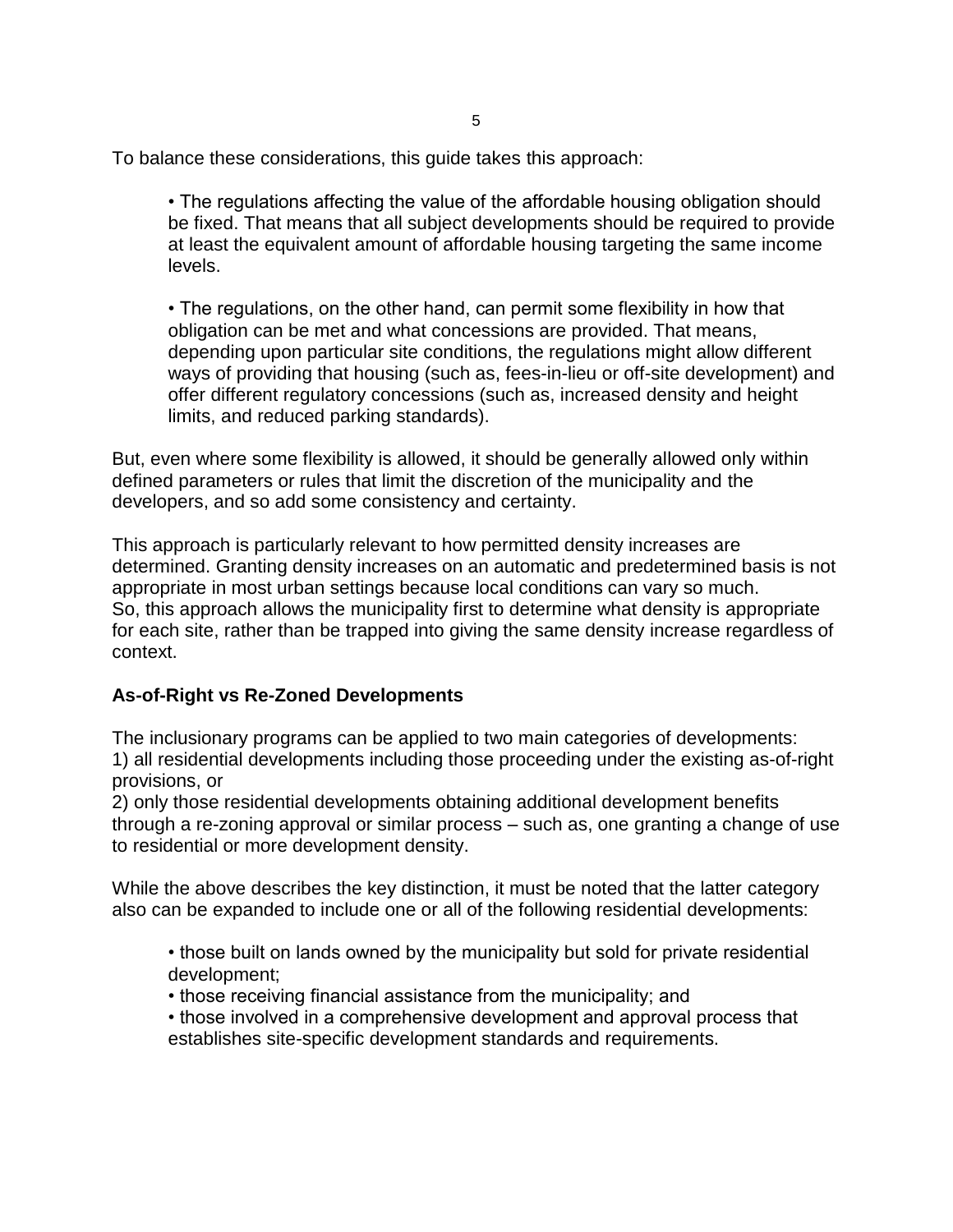To balance these considerations, this guide takes this approach:

- The regulations affecting the value of the affordable housing obligation should be fixed. That means that all subject developments should be required to provide at least the equivalent amount of affordable housing targeting the same income levels.

- The regulations, on the other hand, can permit some flexibility in how that obligation can be met and what concessions are provided. That means, depending upon particular site conditions, the regulations might allow different ways of providing that housing (such as, fees-in-lieu or off-site development) and offer different regulatory concessions (such as, increased density and height limits, and reduced parking standards).

But, even where some flexibility is allowed, it should be generally allowed only within defined parameters or rules that limit the discretion of the municipality and the developers, and so add some consistency and certainty.

This approach is particularly relevant to how permitted density increases are determined. Granting density increases on an automatic and predetermined basis is not appropriate in most urban settings because local conditions can vary so much. So, this approach allows the municipality first to determine what density is appropriate for each site, rather than be trapped into giving the same density increase regardless of context.

### As-of-Right vs Re-Zoned Developments

The inclusionary programs can be applied to two main categories of developments:
1) all residential developments including those proceeding under the existing as-of-right provisions, or
2) only those residential developments obtaining additional development benefits through a re-zoning approval or similar process – such as, one granting a change of use to residential or more development density.

While the above describes the key distinction, it must be noted that the latter category also can be expanded to include one or all of the following residential developments:

- those built on lands owned by the municipality but sold for private residential development;
- those receiving financial assistance from the municipality; and
- those involved in a comprehensive development and approval process that establishes site-specific development standards and requirements.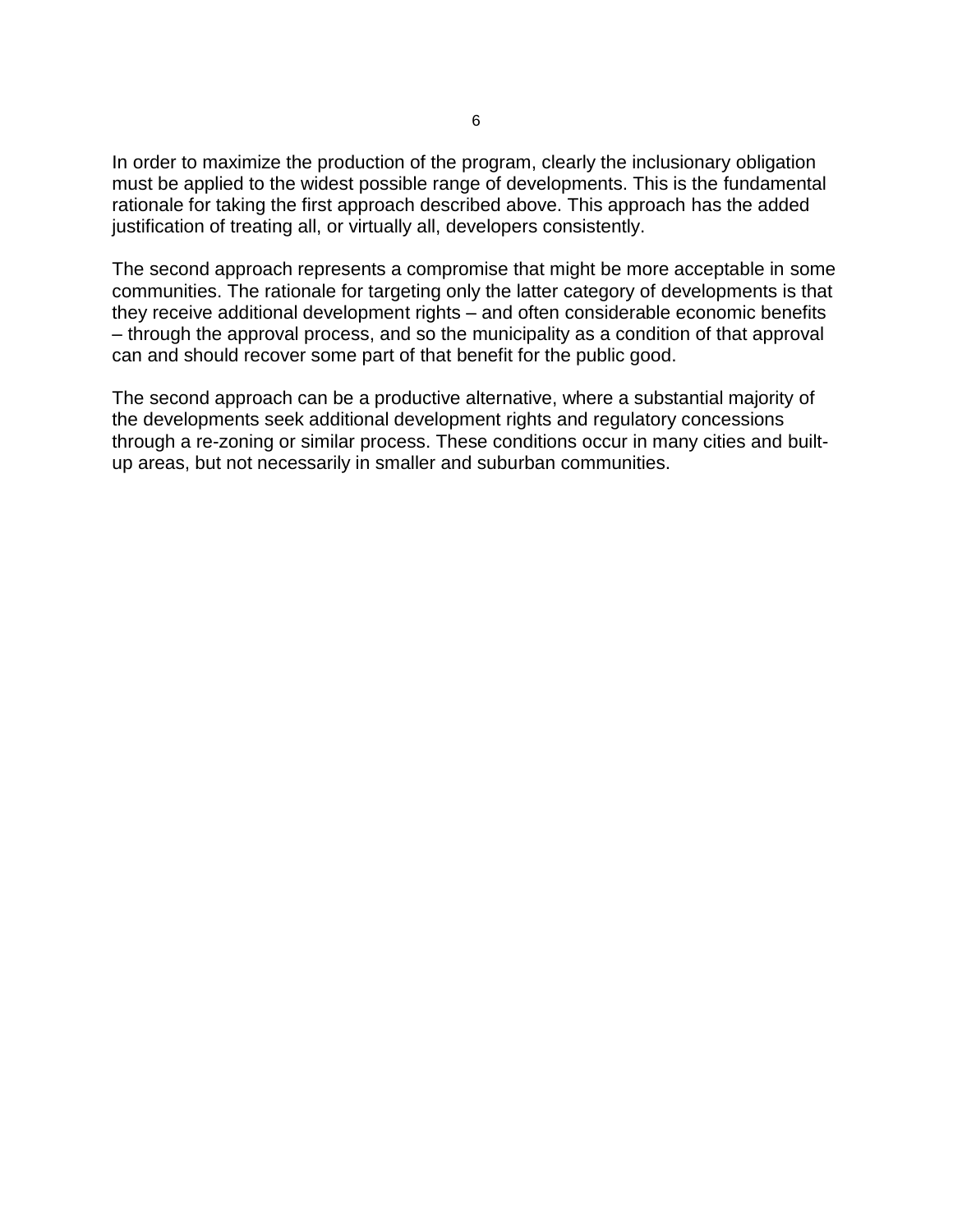In order to maximize the production of the program, clearly the inclusionary obligation must be applied to the widest possible range of developments. This is the fundamental rationale for taking the first approach described above. This approach has the added justification of treating all, or virtually all, developers consistently.

The second approach represents a compromise that might be more acceptable in some communities. The rationale for targeting only the latter category of developments is that they receive additional development rights – and often considerable economic benefits – through the approval process, and so the municipality as a condition of that approval can and should recover some part of that benefit for the public good.

The second approach can be a productive alternative, where a substantial majority of the developments seek additional development rights and regulatory concessions through a re-zoning or similar process. These conditions occur in many cities and built-up areas, but not necessarily in smaller and suburban communities.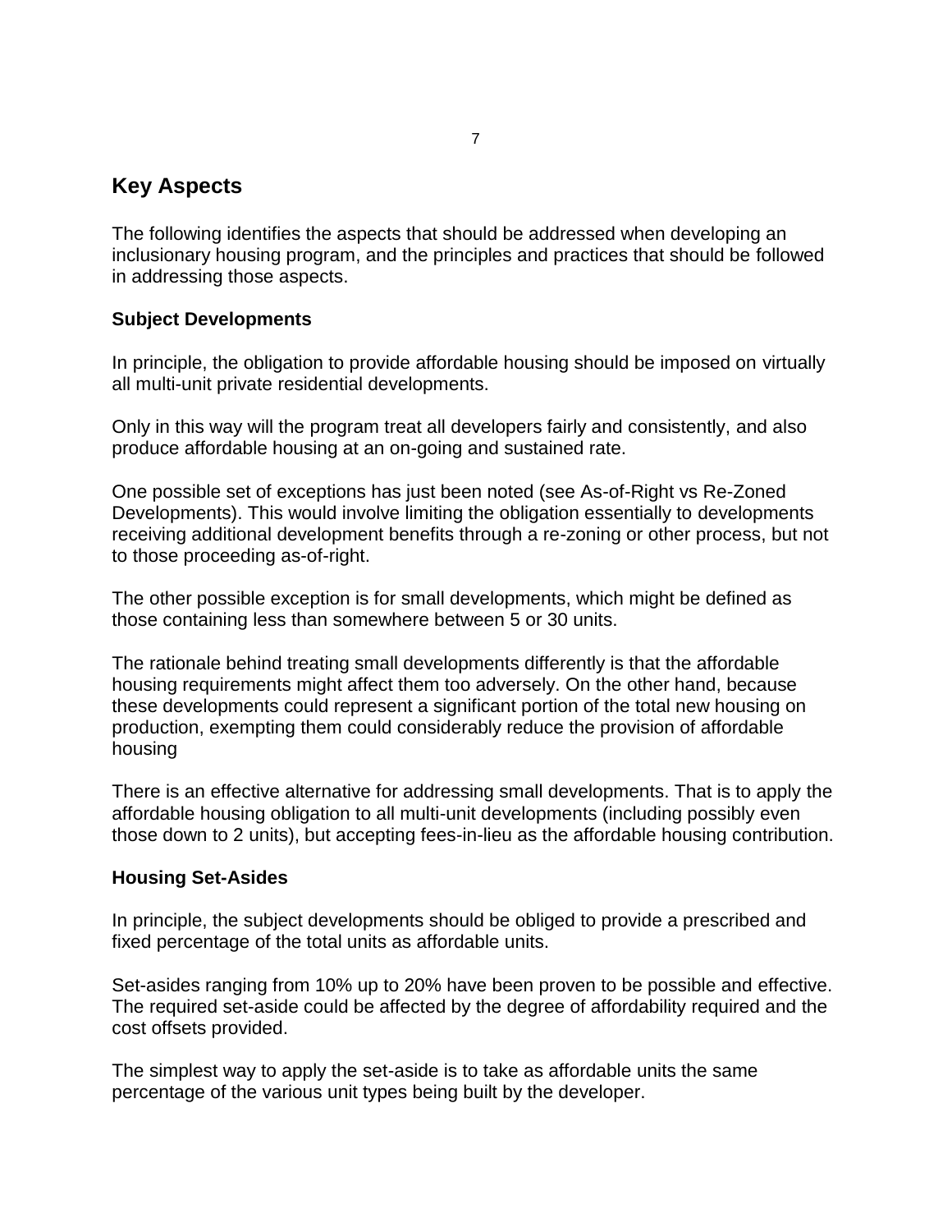## Key Aspects

The following identifies the aspects that should be addressed when developing an inclusionary housing program, and the principles and practices that should be followed in addressing those aspects.

### Subject Developments

In principle, the obligation to provide affordable housing should be imposed on virtually all multi-unit private residential developments.

Only in this way will the program treat all developers fairly and consistently, and also produce affordable housing at an on-going and sustained rate.

One possible set of exceptions has just been noted (see As-of-Right vs Re-Zoned Developments). This would involve limiting the obligation essentially to developments receiving additional development benefits through a re-zoning or other process, but not to those proceeding as-of-right.

The other possible exception is for small developments, which might be defined as those containing less than somewhere between 5 or 30 units.

The rationale behind treating small developments differently is that the affordable housing requirements might affect them too adversely. On the other hand, because these developments could represent a significant portion of the total new housing on production, exempting them could considerably reduce the provision of affordable housing

There is an effective alternative for addressing small developments. That is to apply the affordable housing obligation to all multi-unit developments (including possibly even those down to 2 units), but accepting fees-in-lieu as the affordable housing contribution.

### Housing Set-Asides

In principle, the subject developments should be obliged to provide a prescribed and fixed percentage of the total units as affordable units.

Set-asides ranging from 10% up to 20% have been proven to be possible and effective. The required set-aside could be affected by the degree of affordability required and the cost offsets provided.

The simplest way to apply the set-aside is to take as affordable units the same percentage of the various unit types being built by the developer.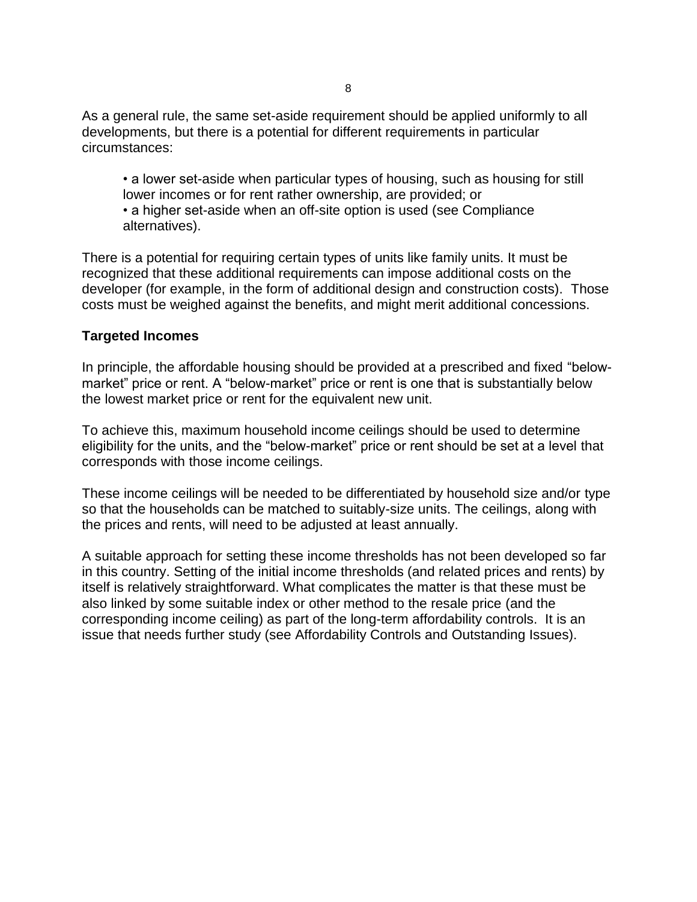As a general rule, the same set-aside requirement should be applied uniformly to all developments, but there is a potential for different requirements in particular circumstances:

- a lower set-aside when particular types of housing, such as housing for still lower incomes or for rent rather ownership, are provided; or
- a higher set-aside when an off-site option is used (see Compliance alternatives).

There is a potential for requiring certain types of units like family units. It must be recognized that these additional requirements can impose additional costs on the developer (for example, in the form of additional design and construction costs). Those costs must be weighed against the benefits, and might merit additional concessions.

**Targeted Incomes**

In principle, the affordable housing should be provided at a prescribed and fixed “below-market” price or rent. A “below-market” price or rent is one that is substantially below the lowest market price or rent for the equivalent new unit.

To achieve this, maximum household income ceilings should be used to determine eligibility for the units, and the “below-market” price or rent should be set at a level that corresponds with those income ceilings.

These income ceilings will be needed to be differentiated by household size and/or type so that the households can be matched to suitably-size units. The ceilings, along with the prices and rents, will need to be adjusted at least annually.

A suitable approach for setting these income thresholds has not been developed so far in this country. Setting of the initial income thresholds (and related prices and rents) by itself is relatively straightforward. What complicates the matter is that these must be also linked by some suitable index or other method to the resale price (and the corresponding income ceiling) as part of the long-term affordability controls. It is an issue that needs further study (see Affordability Controls and Outstanding Issues).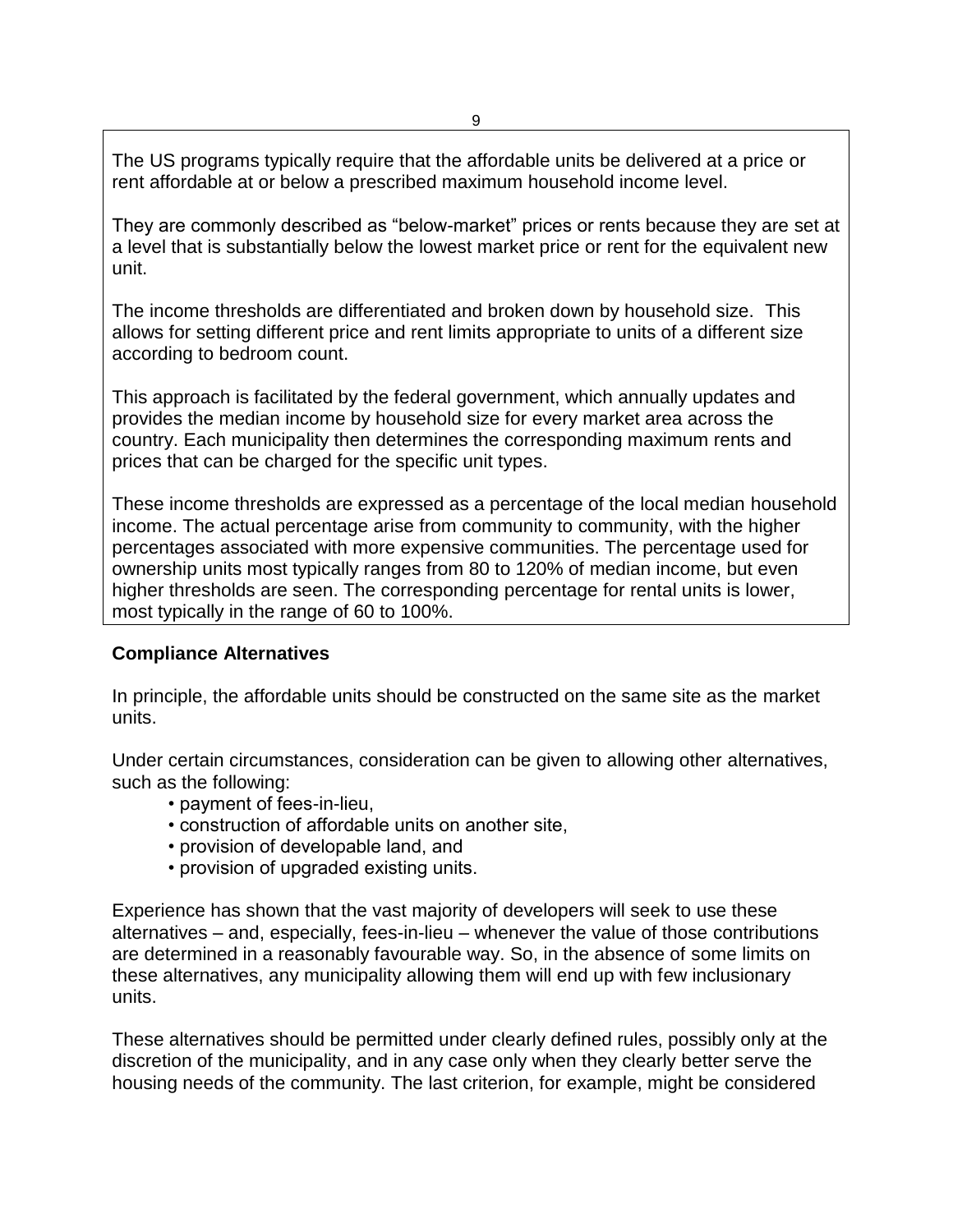The US programs typically require that the affordable units be delivered at a price or rent affordable at or below a prescribed maximum household income level.

They are commonly described as "below-market" prices or rents because they are set at a level that is substantially below the lowest market price or rent for the equivalent new unit.

The income thresholds are differentiated and broken down by household size. This allows for setting different price and rent limits appropriate to units of a different size according to bedroom count.

This approach is facilitated by the federal government, which annually updates and provides the median income by household size for every market area across the country. Each municipality then determines the corresponding maximum rents and prices that can be charged for the specific unit types.

These income thresholds are expressed as a percentage of the local median household income. The actual percentage arise from community to community, with the higher percentages associated with more expensive communities. The percentage used for ownership units most typically ranges from 80 to 120% of median income, but even higher thresholds are seen. The corresponding percentage for rental units is lower, most typically in the range of 60 to 100%.

**Compliance Alternatives**

In principle, the affordable units should be constructed on the same site as the market units.

Under certain circumstances, consideration can be given to allowing other alternatives, such as the following:

- payment of fees-in-lieu,
- construction of affordable units on another site,
- provision of developable land, and
- provision of upgraded existing units.

Experience has shown that the vast majority of developers will seek to use these alternatives – and, especially, fees-in-lieu – whenever the value of those contributions are determined in a reasonably favourable way. So, in the absence of some limits on these alternatives, any municipality allowing them will end up with few inclusionary units.

These alternatives should be permitted under clearly defined rules, possibly only at the discretion of the municipality, and in any case only when they clearly better serve the housing needs of the community. The last criterion, for example, might be considered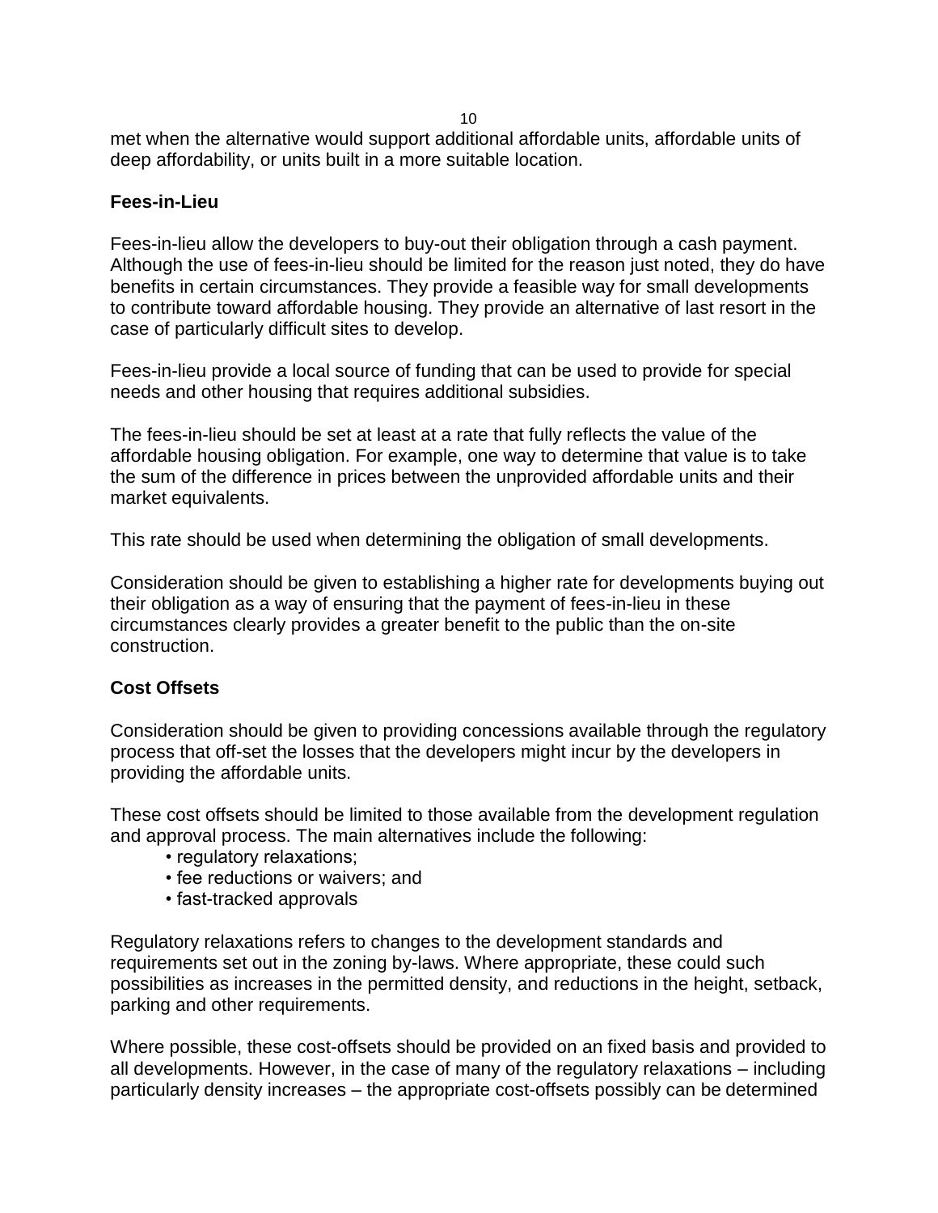met when the alternative would support additional affordable units, affordable units of deep affordability, or units built in a more suitable location.

**Fees-in-Lieu**

Fees-in-lieu allow the developers to buy-out their obligation through a cash payment. Although the use of fees-in-lieu should be limited for the reason just noted, they do have benefits in certain circumstances. They provide a feasible way for small developments to contribute toward affordable housing. They provide an alternative of last resort in the case of particularly difficult sites to develop.

Fees-in-lieu provide a local source of funding that can be used to provide for special needs and other housing that requires additional subsidies.

The fees-in-lieu should be set at least at a rate that fully reflects the value of the affordable housing obligation. For example, one way to determine that value is to take the sum of the difference in prices between the unprovided affordable units and their market equivalents.

This rate should be used when determining the obligation of small developments.

Consideration should be given to establishing a higher rate for developments buying out their obligation as a way of ensuring that the payment of fees-in-lieu in these circumstances clearly provides a greater benefit to the public than the on-site construction.

**Cost Offsets**

Consideration should be given to providing concessions available through the regulatory process that off-set the losses that the developers might incur by the developers in providing the affordable units.

These cost offsets should be limited to those available from the development regulation and approval process. The main alternatives include the following:

- regulatory relaxations;
- fee reductions or waivers; and
- fast-tracked approvals

Regulatory relaxations refers to changes to the development standards and requirements set out in the zoning by-laws. Where appropriate, these could such possibilities as increases in the permitted density, and reductions in the height, setback, parking and other requirements.

Where possible, these cost-offsets should be provided on an fixed basis and provided to all developments. However, in the case of many of the regulatory relaxations – including particularly density increases – the appropriate cost-offsets possibly can be determined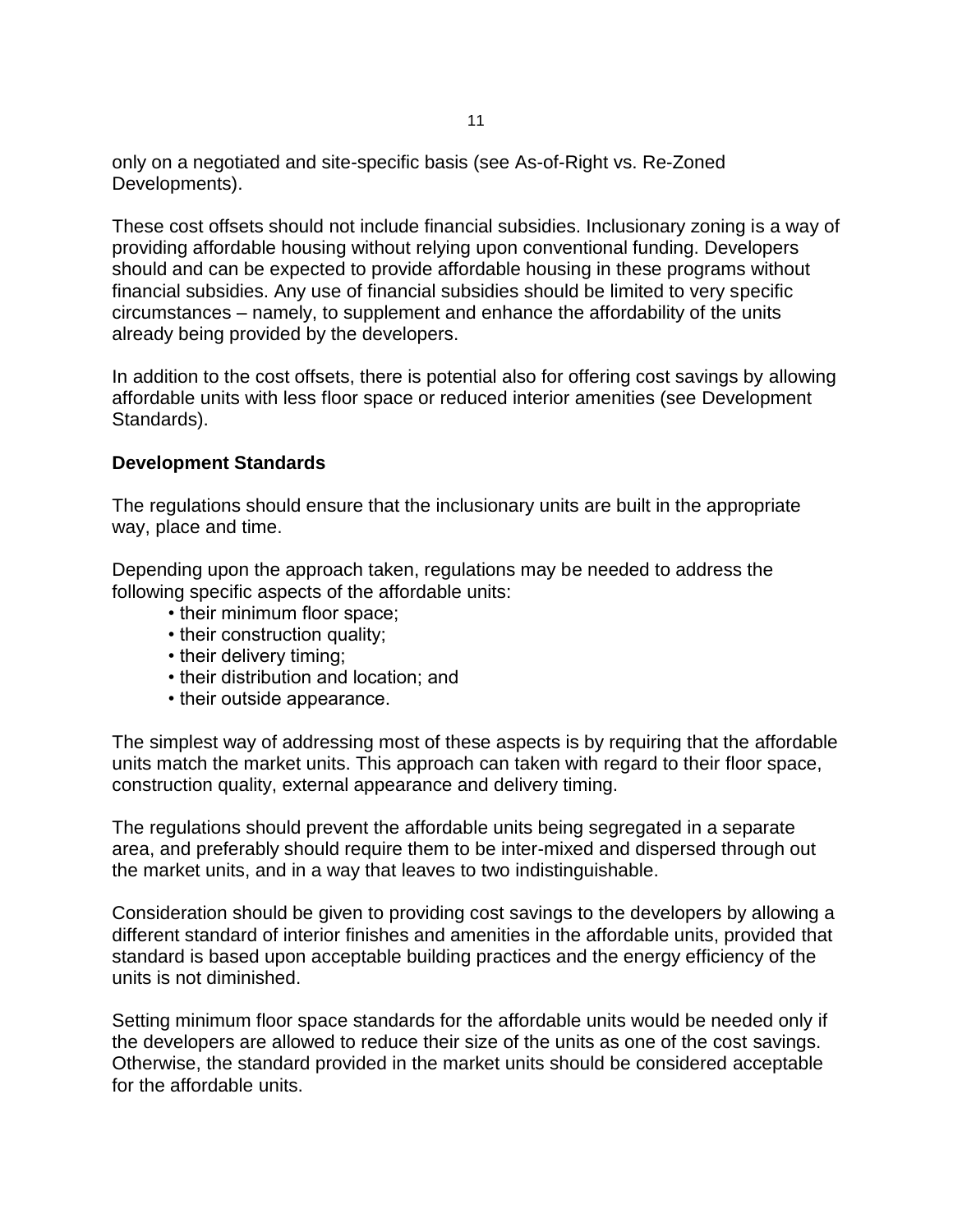only on a negotiated and site-specific basis (see As-of-Right vs. Re-Zoned Developments).

These cost offsets should not include financial subsidies. Inclusionary zoning is a way of providing affordable housing without relying upon conventional funding. Developers should and can be expected to provide affordable housing in these programs without financial subsidies. Any use of financial subsidies should be limited to very specific circumstances – namely, to supplement and enhance the affordability of the units already being provided by the developers.

In addition to the cost offsets, there is potential also for offering cost savings by allowing affordable units with less floor space or reduced interior amenities (see Development Standards).

**Development Standards**

The regulations should ensure that the inclusionary units are built in the appropriate way, place and time.

Depending upon the approach taken, regulations may be needed to address the following specific aspects of the affordable units:

- their minimum floor space;
- their construction quality;
- their delivery timing;
- their distribution and location; and
- their outside appearance.

The simplest way of addressing most of these aspects is by requiring that the affordable units match the market units. This approach can taken with regard to their floor space, construction quality, external appearance and delivery timing.

The regulations should prevent the affordable units being segregated in a separate area, and preferably should require them to be inter-mixed and dispersed through out the market units, and in a way that leaves to two indistinguishable.

Consideration should be given to providing cost savings to the developers by allowing a different standard of interior finishes and amenities in the affordable units, provided that standard is based upon acceptable building practices and the energy efficiency of the units is not diminished.

Setting minimum floor space standards for the affordable units would be needed only if the developers are allowed to reduce their size of the units as one of the cost savings. Otherwise, the standard provided in the market units should be considered acceptable for the affordable units.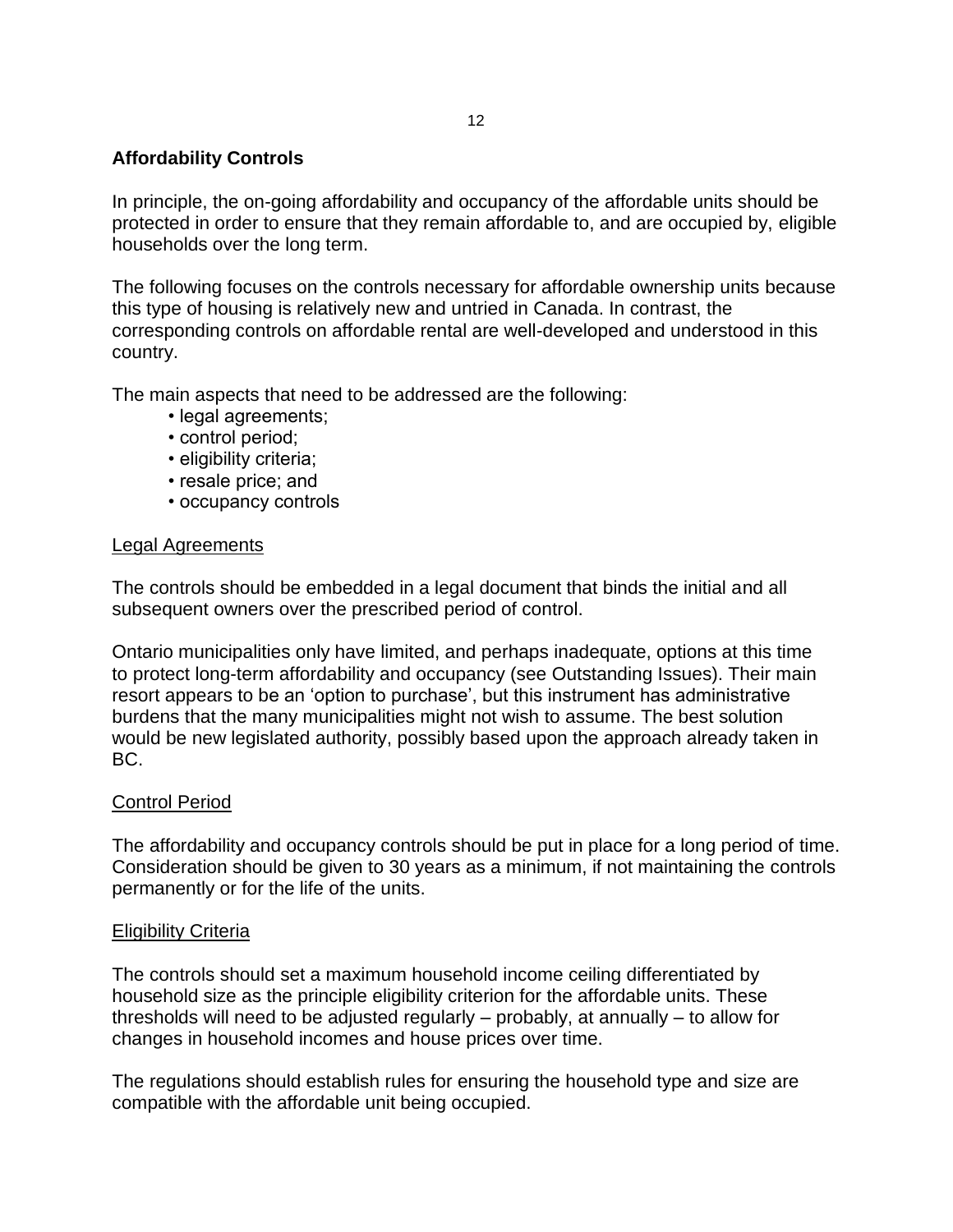## Affordability Controls

In principle, the on-going affordability and occupancy of the affordable units should be protected in order to ensure that they remain affordable to, and are occupied by, eligible households over the long term.

The following focuses on the controls necessary for affordable ownership units because this type of housing is relatively new and untried in Canada. In contrast, the corresponding controls on affordable rental are well-developed and understood in this country.

The main aspects that need to be addressed are the following:

- legal agreements;
- control period;
- eligibility criteria;
- resale price; and
- occupancy controls

### Legal Agreements

The controls should be embedded in a legal document that binds the initial and all subsequent owners over the prescribed period of control.

Ontario municipalities only have limited, and perhaps inadequate, options at this time to protect long-term affordability and occupancy (see Outstanding Issues). Their main resort appears to be an 'option to purchase', but this instrument has administrative burdens that the many municipalities might not wish to assume. The best solution would be new legislated authority, possibly based upon the approach already taken in BC.

### Control Period

The affordability and occupancy controls should be put in place for a long period of time. Consideration should be given to 30 years as a minimum, if not maintaining the controls permanently or for the life of the units.

### Eligibility Criteria

The controls should set a maximum household income ceiling differentiated by household size as the principle eligibility criterion for the affordable units. These thresholds will need to be adjusted regularly – probably, at annually – to allow for changes in household incomes and house prices over time.

The regulations should establish rules for ensuring the household type and size are compatible with the affordable unit being occupied.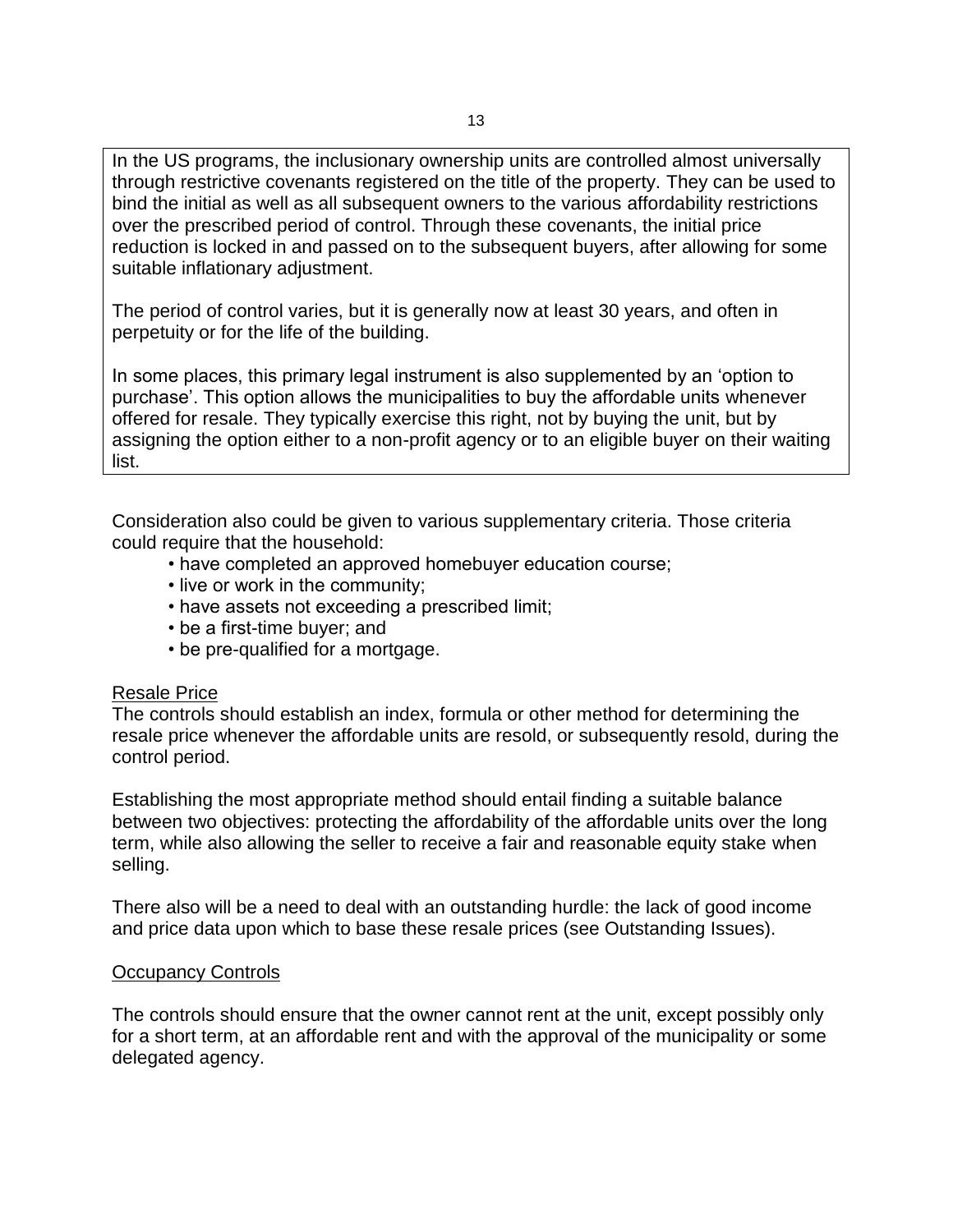In the US programs, the inclusionary ownership units are controlled almost universally through restrictive covenants registered on the title of the property. They can be used to bind the initial as well as all subsequent owners to the various affordability restrictions over the prescribed period of control. Through these covenants, the initial price reduction is locked in and passed on to the subsequent buyers, after allowing for some suitable inflationary adjustment.

The period of control varies, but it is generally now at least 30 years, and often in perpetuity or for the life of the building.

In some places, this primary legal instrument is also supplemented by an 'option to purchase'. This option allows the municipalities to buy the affordable units whenever offered for resale. They typically exercise this right, not by buying the unit, but by assigning the option either to a non-profit agency or to an eligible buyer on their waiting list.

Consideration also could be given to various supplementary criteria. Those criteria could require that the household:

- have completed an approved homebuyer education course;
- live or work in the community;
- have assets not exceeding a prescribed limit;
- be a first-time buyer; and
- be pre-qualified for a mortgage.

### Resale Price

The controls should establish an index, formula or other method for determining the resale price whenever the affordable units are resold, or subsequently resold, during the control period.

Establishing the most appropriate method should entail finding a suitable balance between two objectives: protecting the affordability of the affordable units over the long term, while also allowing the seller to receive a fair and reasonable equity stake when selling.

There also will be a need to deal with an outstanding hurdle: the lack of good income and price data upon which to base these resale prices (see Outstanding Issues).

### Occupancy Controls

The controls should ensure that the owner cannot rent at the unit, except possibly only for a short term, at an affordable rent and with the approval of the municipality or some delegated agency.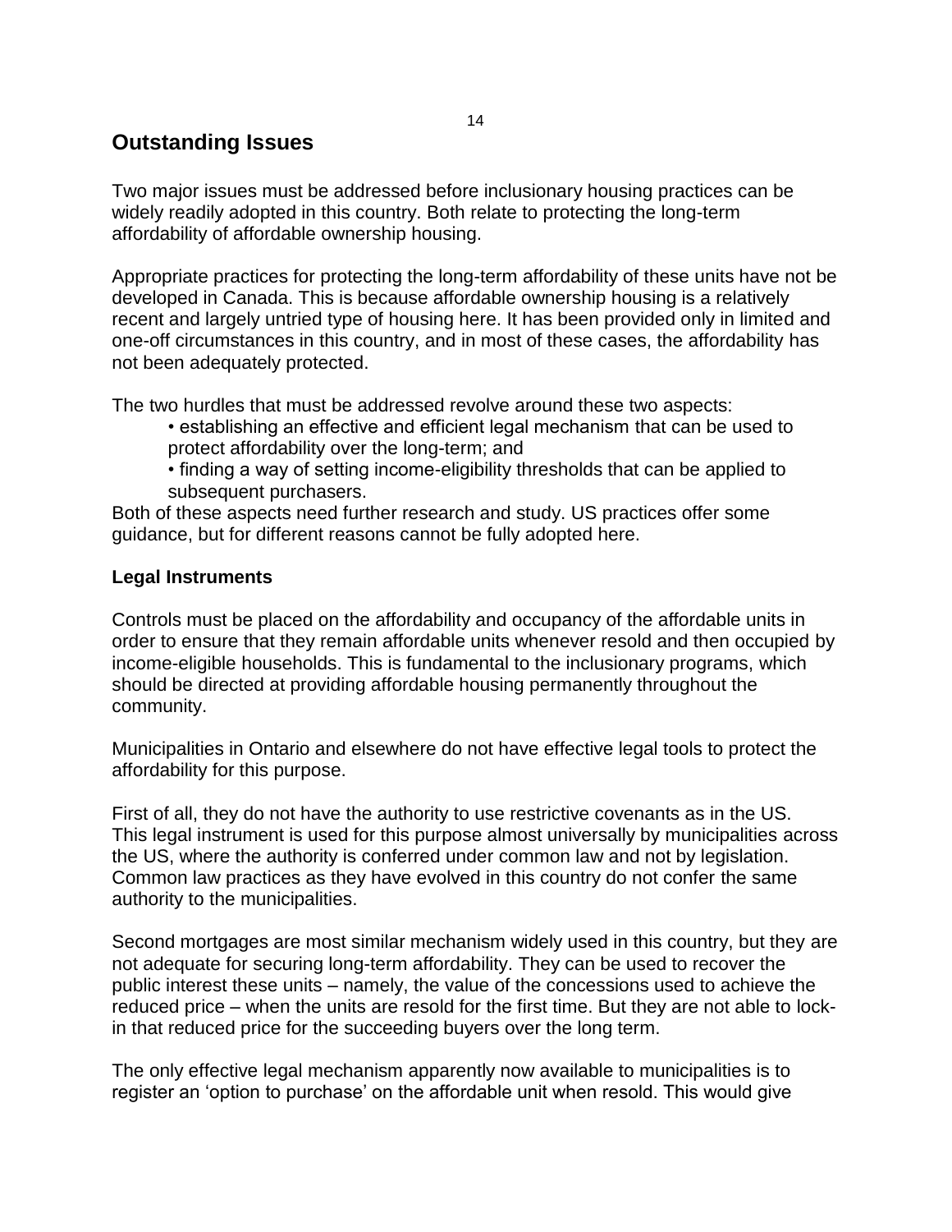## Outstanding Issues

Two major issues must be addressed before inclusionary housing practices can be widely readily adopted in this country. Both relate to protecting the long-term affordability of affordable ownership housing.

Appropriate practices for protecting the long-term affordability of these units have not be developed in Canada. This is because affordable ownership housing is a relatively recent and largely untried type of housing here. It has been provided only in limited and one-off circumstances in this country, and in most of these cases, the affordability has not been adequately protected.

The two hurdles that must be addressed revolve around these two aspects:

- establishing an effective and efficient legal mechanism that can be used to protect affordability over the long-term; and
- finding a way of setting income-eligibility thresholds that can be applied to subsequent purchasers.

Both of these aspects need further research and study. US practices offer some guidance, but for different reasons cannot be fully adopted here.

### Legal Instruments

Controls must be placed on the affordability and occupancy of the affordable units in order to ensure that they remain affordable units whenever resold and then occupied by income-eligible households. This is fundamental to the inclusionary programs, which should be directed at providing affordable housing permanently throughout the community.

Municipalities in Ontario and elsewhere do not have effective legal tools to protect the affordability for this purpose.

First of all, they do not have the authority to use restrictive covenants as in the US. This legal instrument is used for this purpose almost universally by municipalities across the US, where the authority is conferred under common law and not by legislation. Common law practices as they have evolved in this country do not confer the same authority to the municipalities.

Second mortgages are most similar mechanism widely used in this country, but they are not adequate for securing long-term affordability. They can be used to recover the public interest these units – namely, the value of the concessions used to achieve the reduced price – when the units are resold for the first time. But they are not able to lock-in that reduced price for the succeeding buyers over the long term.

The only effective legal mechanism apparently now available to municipalities is to register an 'option to purchase' on the affordable unit when resold. This would give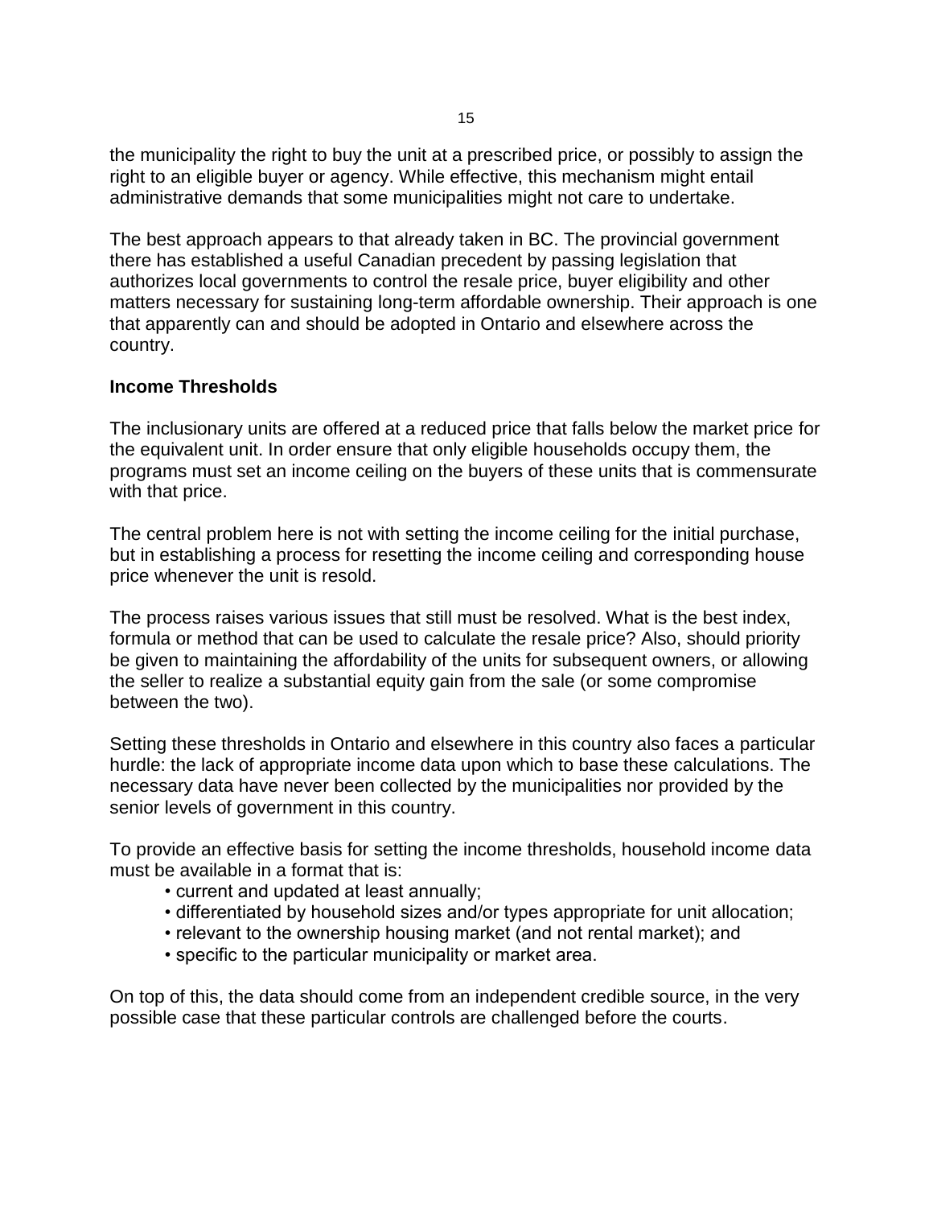the municipality the right to buy the unit at a prescribed price, or possibly to assign the right to an eligible buyer or agency. While effective, this mechanism might entail administrative demands that some municipalities might not care to undertake.

The best approach appears to that already taken in BC. The provincial government there has established a useful Canadian precedent by passing legislation that authorizes local governments to control the resale price, buyer eligibility and other matters necessary for sustaining long-term affordable ownership. Their approach is one that apparently can and should be adopted in Ontario and elsewhere across the country.

**Income Thresholds**

The inclusionary units are offered at a reduced price that falls below the market price for the equivalent unit. In order ensure that only eligible households occupy them, the programs must set an income ceiling on the buyers of these units that is commensurate with that price.

The central problem here is not with setting the income ceiling for the initial purchase, but in establishing a process for resetting the income ceiling and corresponding house price whenever the unit is resold.

The process raises various issues that still must be resolved. What is the best index, formula or method that can be used to calculate the resale price? Also, should priority be given to maintaining the affordability of the units for subsequent owners, or allowing the seller to realize a substantial equity gain from the sale (or some compromise between the two).

Setting these thresholds in Ontario and elsewhere in this country also faces a particular hurdle: the lack of appropriate income data upon which to base these calculations. The necessary data have never been collected by the municipalities nor provided by the senior levels of government in this country.

To provide an effective basis for setting the income thresholds, household income data must be available in a format that is:

- current and updated at least annually;
- differentiated by household sizes and/or types appropriate for unit allocation;
- relevant to the ownership housing market (and not rental market); and
- specific to the particular municipality or market area.

On top of this, the data should come from an independent credible source, in the very possible case that these particular controls are challenged before the courts.